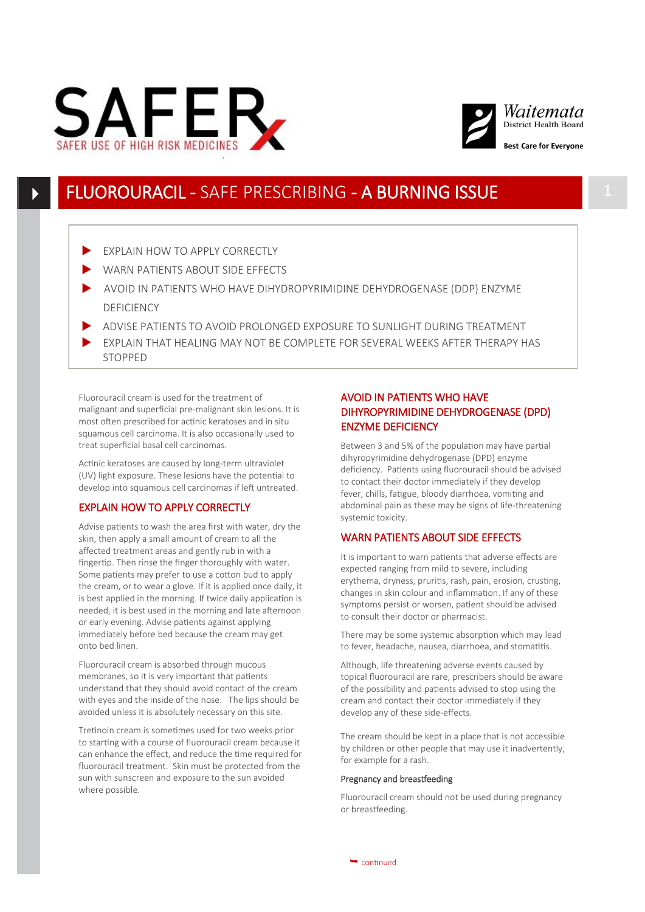# SAFER USE OF HIGH RISK MEDICINES

Waitemata District Health Board — Best Care for Everyone

## FLUOROURACIL - SAFE PRESCRIBING - A BURNING ISSUE

- EXPLAIN HOW TO APPLY CORRECTLY
- WARN PATIENTS ABOUT SIDE EFFECTS
- AVOID IN PATIENTS WHO HAVE DIHYDROPYRIMIDINE DEHYDROGENASE (DDP) ENZYME DEFICIENCY
- ADVISE PATIENTS TO AVOID PROLONGED EXPOSURE TO SUNLIGHT DURING TREATMENT
- EXPLAIN THAT HEALING MAY NOT BE COMPLETE FOR SEVERAL WEEKS AFTER THERAPY HAS STOPPED

Fluorouracil cream is used for the treatment of malignant and superficial pre-malignant skin lesions. It is most often prescribed for actinic keratoses and in situ squamous cell carcinoma. It is also occasionally used to treat superficial basal cell carcinomas.

Actinic keratoses are caused by long-term ultraviolet (UV) light exposure. These lesions have the potential to develop into squamous cell carcinomas if left untreated.

### EXPLAIN HOW TO APPLY CORRECTLY

Advise patients to wash the area first with water, dry the skin, then apply a small amount of cream to all the affected treatment areas and gently rub in with a fingertip. Then rinse the finger thoroughly with water. Some patients may prefer to use a cotton bud to apply the cream, or to wear a glove. If it is applied once daily, it is best applied in the morning. If twice daily application is needed, it is best used in the morning and late afternoon or early evening. Advise patients against applying immediately before bed because the cream may get onto bed linen.

Fluorouracil cream is absorbed through mucous membranes, so it is very important that patients understand that they should avoid contact of the cream with eyes and the inside of the nose. The lips should be avoided unless it is absolutely necessary on this site.

Tretinoin cream is sometimes used for two weeks prior to starting with a course of fluorouracil cream because it can enhance the effect, and reduce the time required for fluorouracil treatment. Skin must be protected from the sun with sunscreen and exposure to the sun avoided where possible.

### AVOID IN PATIENTS WHO HAVE DIHYROPYRIMIDINE DEHYDROGENASE (DPD) ENZYME DEFICIENCY

Between 3 and 5% of the population may have partial dihyropyrimidine dehydrogenase (DPD) enzyme deficiency. Patients using fluorouracil should be advised to contact their doctor immediately if they develop fever, chills, fatigue, bloody diarrhoea, vomiting and abdominal pain as these may be signs of life-threatening systemic toxicity.

### WARN PATIENTS ABOUT SIDE EFFECTS

It is important to warn patients that adverse effects are expected ranging from mild to severe, including erythema, dryness, pruritis, rash, pain, erosion, crusting, changes in skin colour and inflammation. If any of these symptoms persist or worsen, patient should be advised to consult their doctor or pharmacist.

There may be some systemic absorption which may lead to fever, headache, nausea, diarrhoea, and stomatitis.

Although, life threatening adverse events caused by topical fluorouracil are rare, prescribers should be aware of the possibility and patients advised to stop using the cream and contact their doctor immediately if they develop any of these side-effects.

The cream should be kept in a place that is not accessible by children or other people that may use it inadvertently, for example for a rash.

#### Pregnancy and breastfeeding

Fluorouracil cream should not be used during pregnancy or breastfeeding.

continued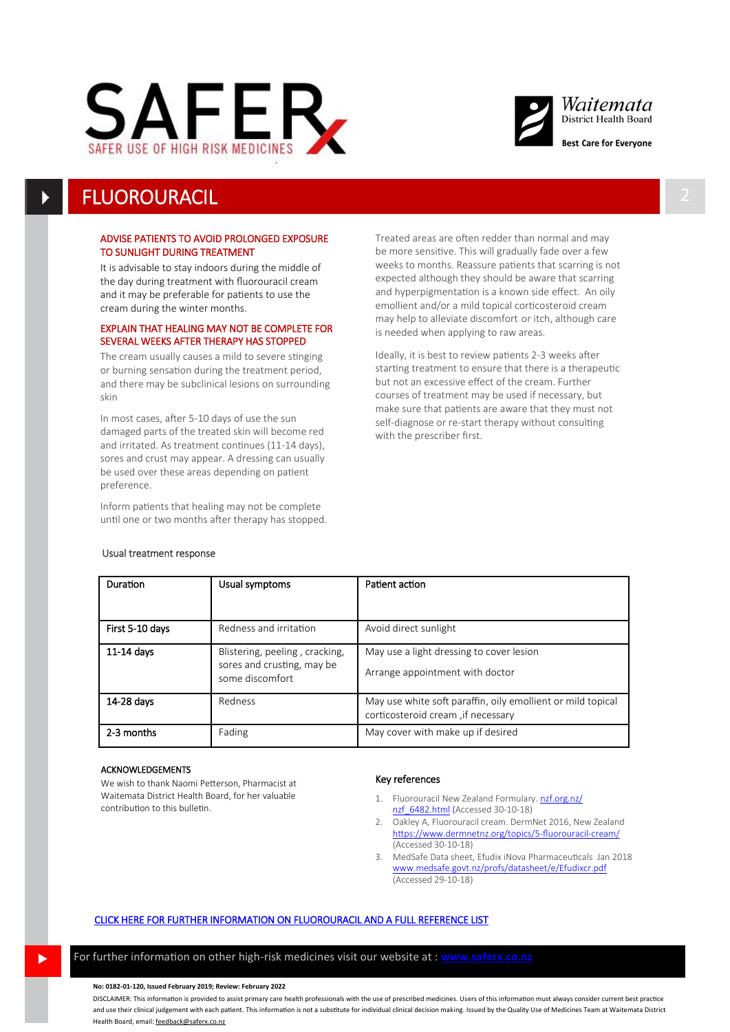# FLUOROURACIL

## ADVISE PATIENTS TO AVOID PROLONGED EXPOSURE TO SUNLIGHT DURING TREATMENT

It is advisable to stay indoors during the middle of the day during treatment with fluorouracil cream and it may be preferable for patients to use the cream during the winter months.

## EXPLAIN THAT HEALING MAY NOT BE COMPLETE FOR SEVERAL WEEKS AFTER THERAPY HAS STOPPED

The cream usually causes a mild to severe stinging or burning sensation during the treatment period, and there may be subclinical lesions on surrounding skin

In most cases, after 5-10 days of use the sun damaged parts of the treated skin will become red and irritated. As treatment continues (11-14 days), sores and crust may appear. A dressing can usually be used over these areas depending on patient preference.

Inform patients that healing may not be complete until one or two months after therapy has stopped.

Treated areas are often redder than normal and may be more sensitive. This will gradually fade over a few weeks to months. Reassure patients that scarring is not expected although they should be aware that scarring and hyperpigmentation is a known side effect. An oily emollient and/or a mild topical corticosteroid cream may help to alleviate discomfort or itch, although care is needed when applying to raw areas.

Ideally, it is best to review patients 2-3 weeks after starting treatment to ensure that there is a therapeutic but not an excessive effect of the cream. Further courses of treatment may be used if necessary, but make sure that patients are aware that they must not self-diagnose or re-start therapy without consulting with the prescriber first.

Usual treatment response

| Duration | Usual symptoms | Patient action |
|---|---|---|
| First 5-10 days | Redness and irritation | Avoid direct sunlight |
| 11-14 days | Blistering, peeling , cracking, sores and crusting, may be some discomfort | May use a light dressing to cover lesion<br><br>Arrange appointment with doctor |
| 14-28 days | Redness | May use white soft paraffin, oily emollient or mild topical corticosteroid cream ,if necessary |
| 2-3 months | Fading | May cover with make up if desired |

### ACKNOWLEDGEMENTS

We wish to thank Naomi Petterson, Pharmacist at Waitemata District Health Board, for her valuable contribution to this bulletin.

### Key references

1. Fluorouracil New Zealand Formulary. nzf.org.nz/nzf_6482.html (Accessed 30-10-18)
2. Oakley A, Fluorouracil cream. DermNet 2016, New Zealand https://www.dermnetnz.org/topics/5-fluorouracil-cream/ (Accessed 30-10-18)
3. MedSafe Data sheet, Efudix iNova Pharmaceuticals Jan 2018 www.medsafe.govt.nz/profs/datasheet/e/Efudixcr.pdf (Accessed 29-10-18)

CLICK HERE FOR FURTHER INFORMATION ON FLUOROURACIL AND A FULL REFERENCE LIST

For further information on other high-risk medicines visit our website at : www.saferx.co.nz

**No: 0182-01-120, Issued February 2019; Review: February 2022**

DISCLAIMER: This information is provided to assist primary care health professionals with the use of prescribed medicines. Users of this information must always consider current best practice and use their clinical judgement with each patient. This information is not a substitute for individual clinical decision making. Issued by the Quality Use of Medicines Team at Waitemata District Health Board, email: feedback@saferx.co.nz